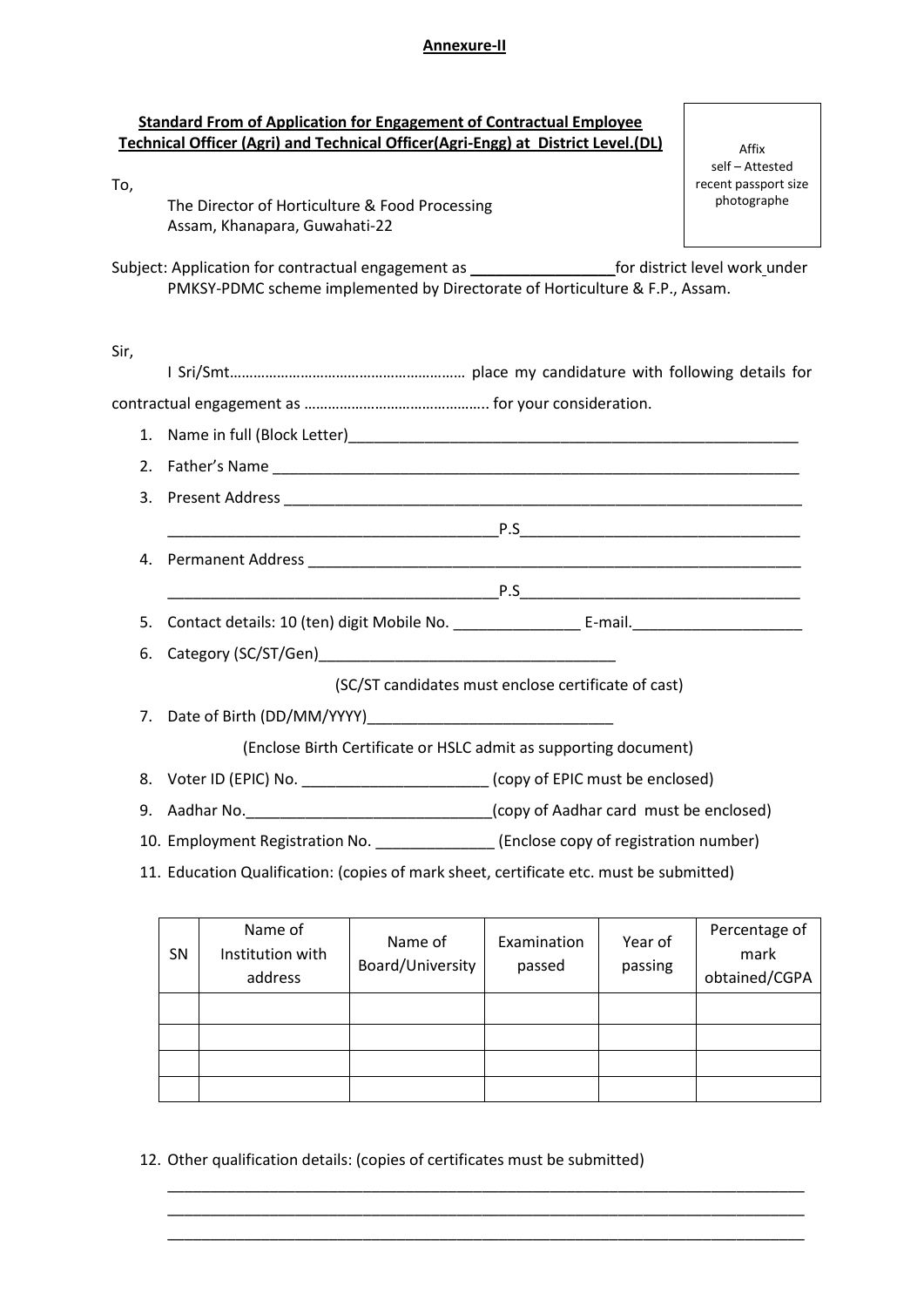**Annexure-II**

**Standard From of Application for Engagement of Contractual Employee Technical Officer (Agri) and Technical Officer(Agri-Engg) at District Level.(DL)**

Affix self – Attested recent passport size photographe

To,

The Director of Horticulture & Food Processing
Assam, Khanapara, Guwahati-22

Subject: Application for contractual engagement as \_\_\_\_\_\_\_\_\_\_\_\_\_\_\_\_\_for district level work under PMKSY-PDMC scheme implemented by Directorate of Horticulture & F.P., Assam.

Sir,

I Sri/Smt………………………………………………… place my candidature with following details for contractual engagement as ……………………………………….. for your consideration.

1. Name in full (Block Letter)\_\_\_\_\_\_\_\_\_\_\_\_\_\_\_\_\_\_\_\_\_\_\_\_\_\_\_\_\_\_\_\_\_\_\_\_\_\_\_\_\_\_\_\_\_\_\_\_\_\_\_
2. Father's Name \_\_\_\_\_\_\_\_\_\_\_\_\_\_\_\_\_\_\_\_\_\_\_\_\_\_\_\_\_\_\_\_\_\_\_\_\_\_\_\_\_\_\_\_\_\_\_\_\_\_\_\_\_\_\_\_\_\_\_
3. Present Address \_\_\_\_\_\_\_\_\_\_\_\_\_\_\_\_\_\_\_\_\_\_\_\_\_\_\_\_\_\_\_\_\_\_\_\_\_\_\_\_\_\_\_\_\_\_\_\_\_\_\_\_\_\_\_\_
   \_\_\_\_\_\_\_\_\_\_\_\_\_\_\_\_\_\_\_\_\_\_\_\_\_\_\_\_\_\_\_\_\_\_\_\_P.S\_\_\_\_\_\_\_\_\_\_\_\_\_\_\_\_\_\_\_\_\_\_\_\_\_\_\_\_\_\_\_\_
4. Permanent Address \_\_\_\_\_\_\_\_\_\_\_\_\_\_\_\_\_\_\_\_\_\_\_\_\_\_\_\_\_\_\_\_\_\_\_\_\_\_\_\_\_\_\_\_\_\_\_\_\_\_\_\_\_
   \_\_\_\_\_\_\_\_\_\_\_\_\_\_\_\_\_\_\_\_\_\_\_\_\_\_\_\_\_\_\_\_\_\_\_\_P.S\_\_\_\_\_\_\_\_\_\_\_\_\_\_\_\_\_\_\_\_\_\_\_\_\_\_\_\_\_\_\_\_
5. Contact details: 10 (ten) digit Mobile No. \_\_\_\_\_\_\_\_\_\_\_\_\_\_\_ E-mail.\_\_\_\_\_\_\_\_\_\_\_\_\_\_\_\_\_\_\_\_
6. Category (SC/ST/Gen)\_\_\_\_\_\_\_\_\_\_\_\_\_\_\_\_\_\_\_\_\_\_\_\_\_\_\_\_\_\_\_\_\_\_\_\_

   (SC/ST candidates must enclose certificate of cast)
7. Date of Birth (DD/MM/YYYY)\_\_\_\_\_\_\_\_\_\_\_\_\_\_\_\_\_\_\_\_\_\_\_\_\_\_\_\_\_\_

   (Enclose Birth Certificate or HSLC admit as supporting document)
8. Voter ID (EPIC) No. \_\_\_\_\_\_\_\_\_\_\_\_\_\_\_\_\_\_\_\_\_\_ (copy of EPIC must be enclosed)
9. Aadhar No.\_\_\_\_\_\_\_\_\_\_\_\_\_\_\_\_\_\_\_\_\_\_\_\_\_\_\_\_\_\_(copy of Aadhar card must be enclosed)
10. Employment Registration No. \_\_\_\_\_\_\_\_\_\_\_\_\_\_ (Enclose copy of registration number)
11. Education Qualification: (copies of mark sheet, certificate etc. must be submitted)

| SN | Name of Institution with address | Name of Board/University | Examination passed | Year of passing | Percentage of mark obtained/CGPA |
|---|---|---|---|---|---|
| | | | | | |
| | | | | | |
| | | | | | |
| | | | | | |

12. Other qualification details: (copies of certificates must be submitted)

\_\_\_\_\_\_\_\_\_\_\_\_\_\_\_\_\_\_\_\_\_\_\_\_\_\_\_\_\_\_\_\_\_\_\_\_\_\_\_\_\_\_\_\_\_\_\_\_\_\_\_\_\_\_\_\_\_\_\_\_\_\_\_\_\_\_\_\_\_\_\_\_\_\_
\_\_\_\_\_\_\_\_\_\_\_\_\_\_\_\_\_\_\_\_\_\_\_\_\_\_\_\_\_\_\_\_\_\_\_\_\_\_\_\_\_\_\_\_\_\_\_\_\_\_\_\_\_\_\_\_\_\_\_\_\_\_\_\_\_\_\_\_\_\_\_\_\_\_
\_\_\_\_\_\_\_\_\_\_\_\_\_\_\_\_\_\_\_\_\_\_\_\_\_\_\_\_\_\_\_\_\_\_\_\_\_\_\_\_\_\_\_\_\_\_\_\_\_\_\_\_\_\_\_\_\_\_\_\_\_\_\_\_\_\_\_\_\_\_\_\_\_\_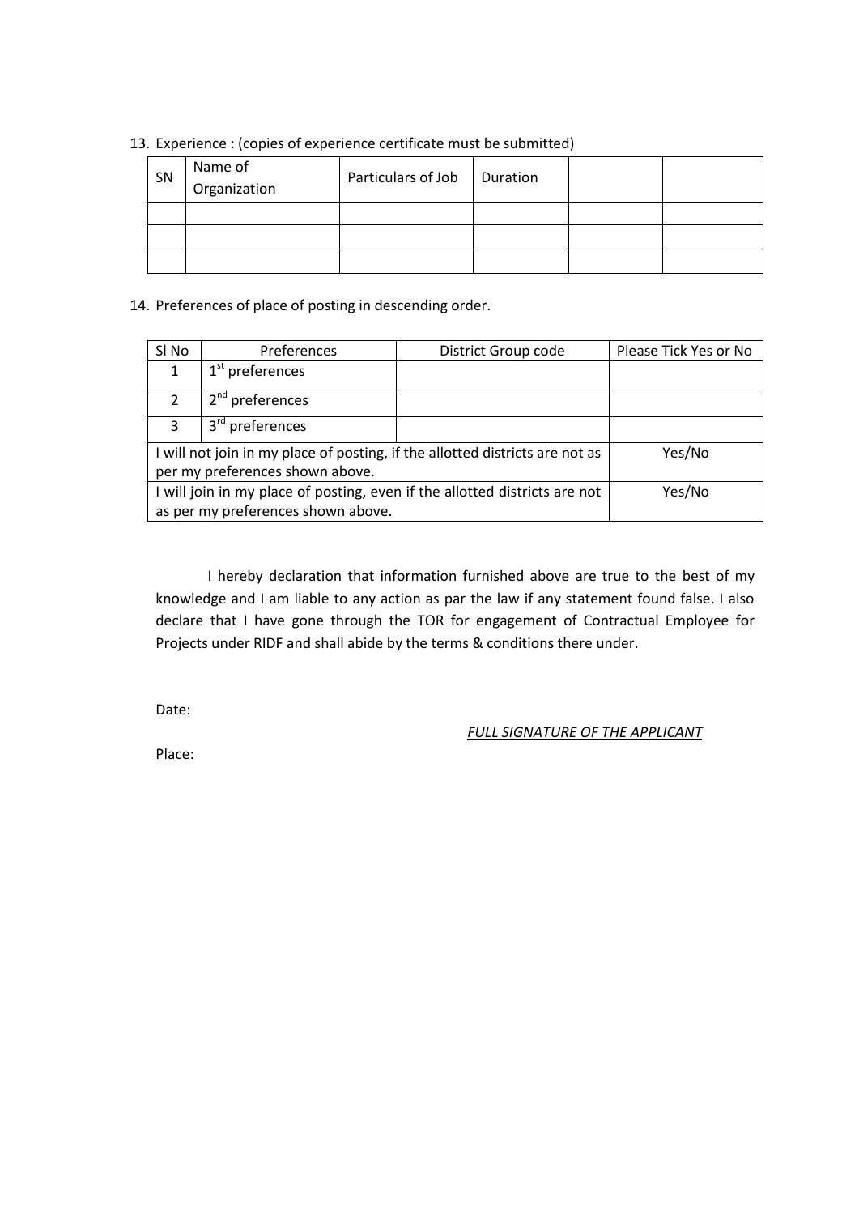13. Experience : (copies of experience certificate must be submitted)

| SN | Name of Organization | Particulars of Job | Duration | | |
|---|---|---|---|---|---|
| | | | | | |
| | | | | | |
| | | | | | |

14. Preferences of place of posting in descending order.

| Sl No | Preferences | District Group code | Please Tick Yes or No |
|---|---|---|---|
| 1 | 1st preferences | | |
| 2 | 2nd preferences | | |
| 3 | 3rd preferences | | |
| I will not join in my place of posting, if the allotted districts are not as per my preferences shown above. | | | Yes/No |
| I will join in my place of posting, even if the allotted districts are not as per my preferences shown above. | | | Yes/No |

I hereby declaration that information furnished above are true to the best of my knowledge and I am liable to any action as par the law if any statement found false. I also declare that I have gone through the TOR for engagement of Contractual Employee for Projects under RIDF and shall abide by the terms & conditions there under.

Date:

*FULL SIGNATURE OF THE APPLICANT*

Place: